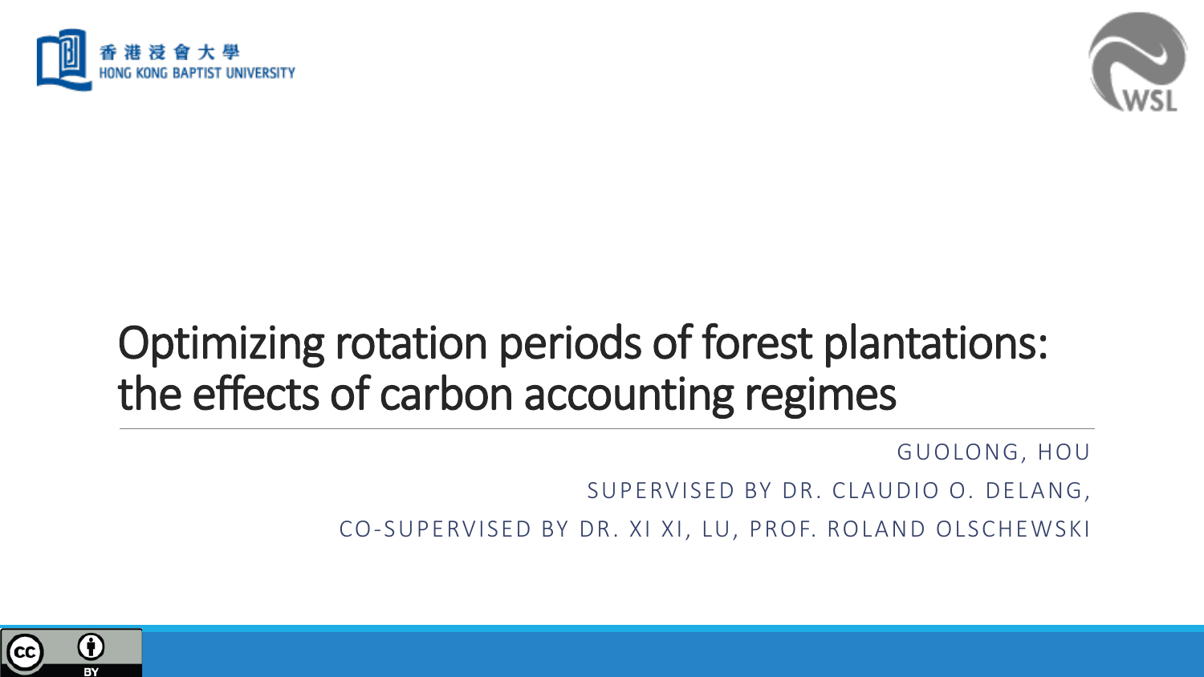香港浸會大學
HONG KONG BAPTIST UNIVERSITY

WSL

# Optimizing rotation periods of forest plantations: the effects of carbon accounting regimes

GUOLONG, HOU

SUPERVISED BY DR. CLAUDIO O. DELANG,

CO-SUPERVISED BY DR. XI XI, LU, PROF. ROLAND OLSCHEWSKI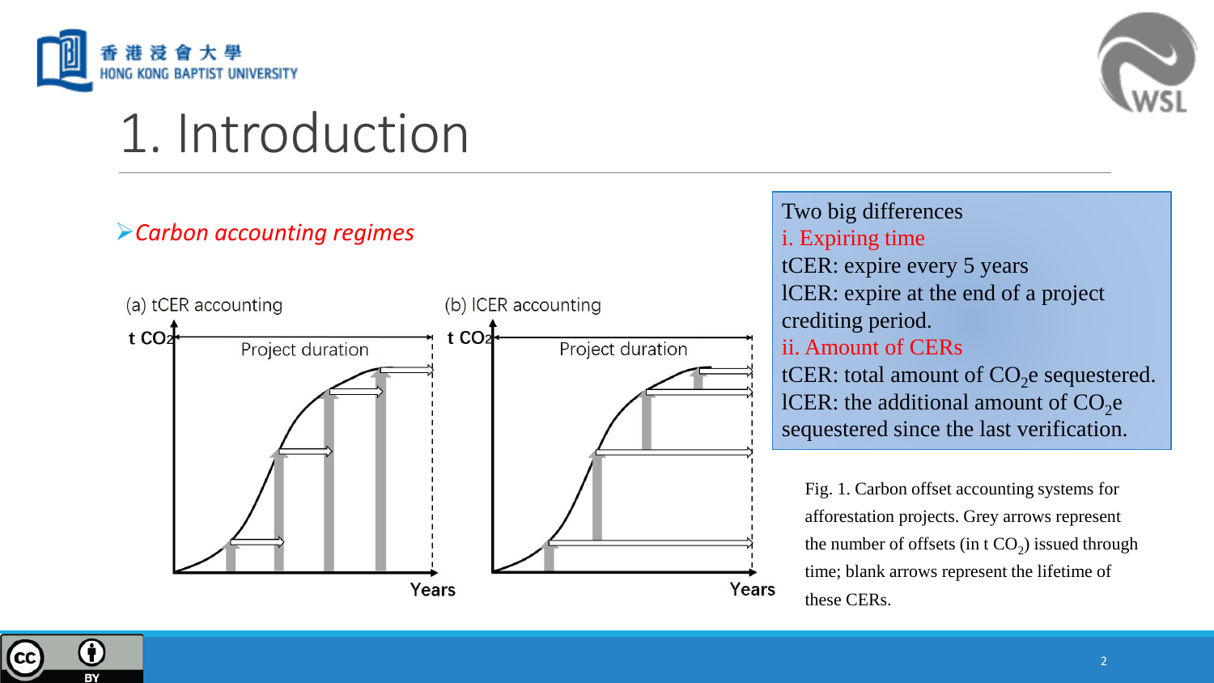# 1. Introduction

➢ *Carbon accounting regimes*

(a) tCER accounting

(b) lCER accounting

Two big differences

i. Expiring time

tCER: expire every 5 years

lCER: expire at the end of a project crediting period.

ii. Amount of CERs

tCER: total amount of $CO_2e$ sequestered.

lCER: the additional amount of $CO_2e$ sequestered since the last verification.

Fig. 1. Carbon offset accounting systems for afforestation projects. Grey arrows represent the number of offsets (in t $CO_2$) issued through time; blank arrows represent the lifetime of these CERs.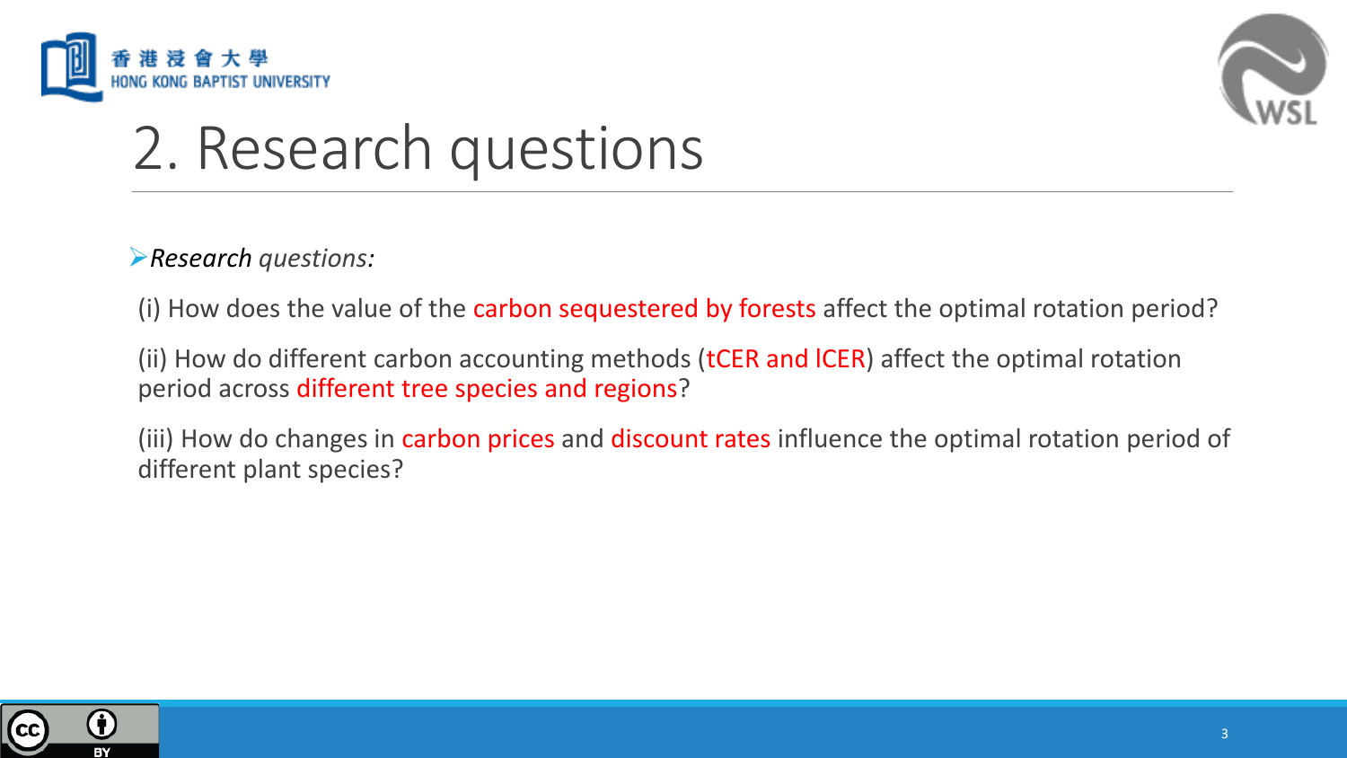# 2. Research questions

- *Research questions:*

(i) How does the value of the carbon sequestered by forests affect the optimal rotation period?

(ii) How do different carbon accounting methods (tCER and lCER) affect the optimal rotation period across different tree species and regions?

(iii) How do changes in carbon prices and discount rates influence the optimal rotation period of different plant species?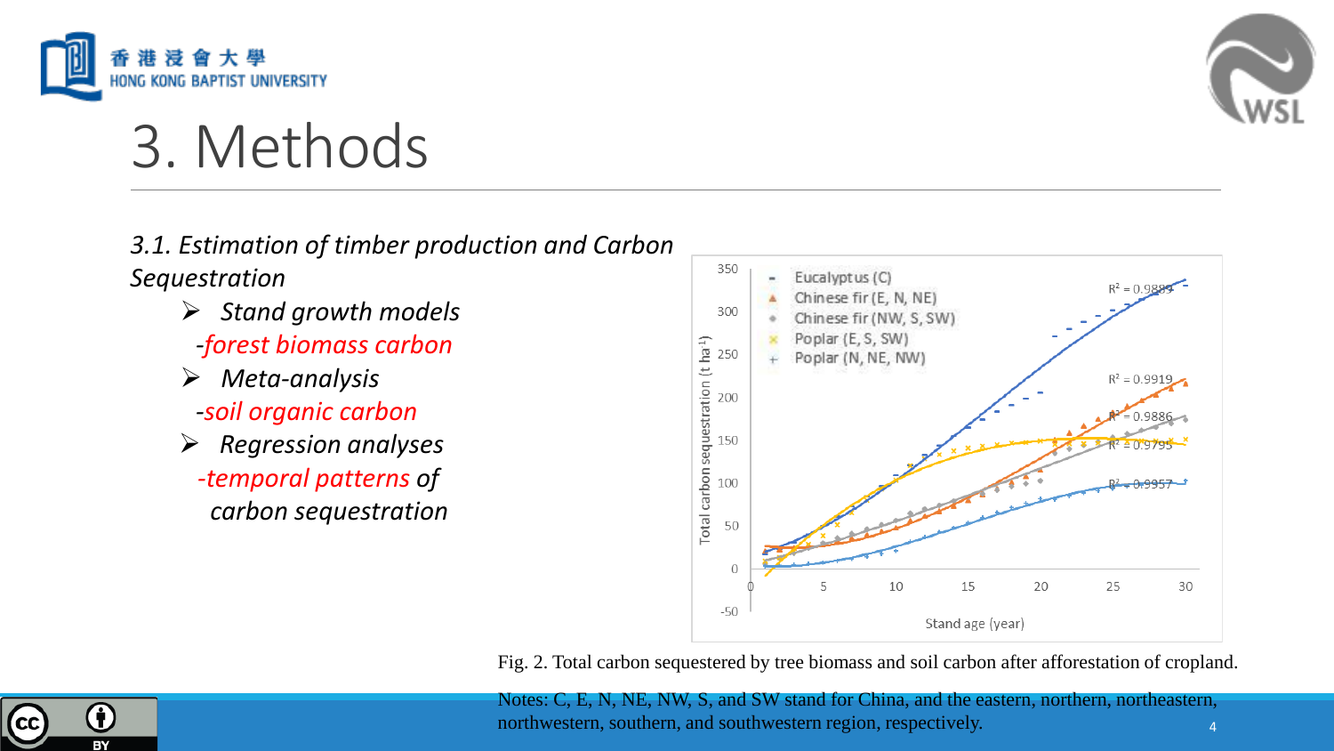# 3. Methods

*3.1. Estimation of timber production and Carbon Sequestration*

- *Stand growth models*
  
  *-forest biomass carbon*
- *Meta-analysis*
  
  *-soil organic carbon*
- *Regression analyses*
  
  *-temporal patterns of carbon sequestration*

Fig. 2. Total carbon sequestered by tree biomass and soil carbon after afforestation of cropland.

Notes: C, E, N, NE, NW, S, and SW stand for China, and the eastern, northern, northeastern, northwestern, southern, and southwestern region, respectively.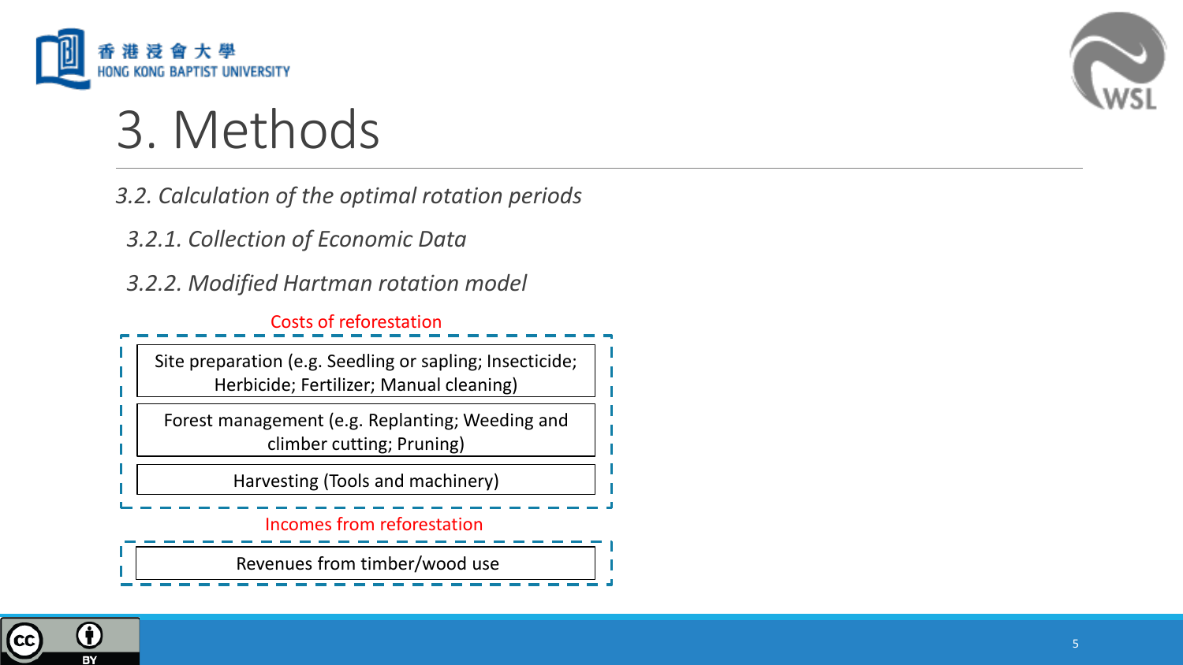# 3. Methods

*3.2. Calculation of the optimal rotation periods*

*3.2.1. Collection of Economic Data*

*3.2.2. Modified Hartman rotation model*

Costs of reforestation

- Site preparation (e.g. Seedling or sapling; Insecticide; Herbicide; Fertilizer; Manual cleaning)
- Forest management (e.g. Replanting; Weeding and climber cutting; Pruning)
- Harvesting (Tools and machinery)

Incomes from reforestation

- Revenues from timber/wood use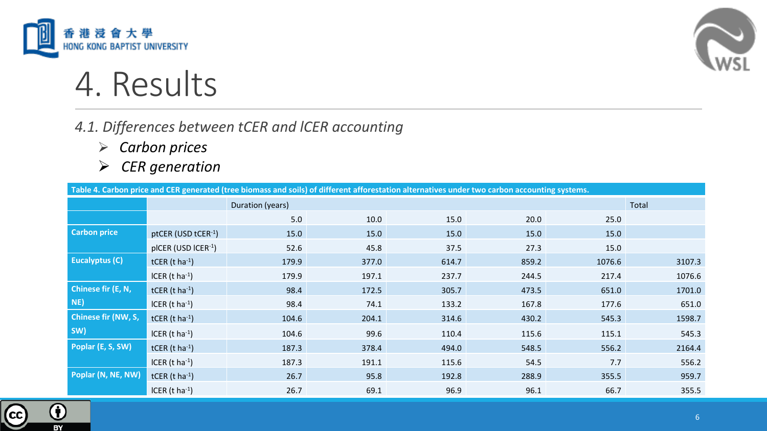# 4. Results

*4.1. Differences between tCER and lCER accounting*

- *Carbon prices*
- *CER generation*

**Table 4. Carbon price and CER generated (tree biomass and soils) of different afforestation alternatives under two carbon accounting systems.**

| | | Duration (years) | | | | | Total |
|---|---|---|---|---|---|---|---|
| | | 5.0 | 10.0 | 15.0 | 20.0 | 25.0 | |
| **Carbon price** | ptCER (USD $tCER^{-1}$) | 15.0 | 15.0 | 15.0 | 15.0 | 15.0 | |
| | plCER (USD $lCER^{-1}$) | 52.6 | 45.8 | 37.5 | 27.3 | 15.0 | |
| **Eucalyptus (C)** | tCER (t $ha^{-1}$) | 179.9 | 377.0 | 614.7 | 859.2 | 1076.6 | 3107.3 |
| | lCER (t $ha^{-1}$) | 179.9 | 197.1 | 237.7 | 244.5 | 217.4 | 1076.6 |
| **Chinese fir (E, N, NE)** | tCER (t $ha^{-1}$) | 98.4 | 172.5 | 305.7 | 473.5 | 651.0 | 1701.0 |
| | lCER (t $ha^{-1}$) | 98.4 | 74.1 | 133.2 | 167.8 | 177.6 | 651.0 |
| **Chinese fir (NW, S, SW)** | tCER (t $ha^{-1}$) | 104.6 | 204.1 | 314.6 | 430.2 | 545.3 | 1598.7 |
| | lCER (t $ha^{-1}$) | 104.6 | 99.6 | 110.4 | 115.6 | 115.1 | 545.3 |
| **Poplar (E, S, SW)** | tCER (t $ha^{-1}$) | 187.3 | 378.4 | 494.0 | 548.5 | 556.2 | 2164.4 |
| | lCER (t $ha^{-1}$) | 187.3 | 191.1 | 115.6 | 54.5 | 7.7 | 556.2 |
| **Poplar (N, NE, NW)** | tCER (t $ha^{-1}$) | 26.7 | 95.8 | 192.8 | 288.9 | 355.5 | 959.7 |
| | lCER (t $ha^{-1}$) | 26.7 | 69.1 | 96.9 | 96.1 | 66.7 | 355.5 |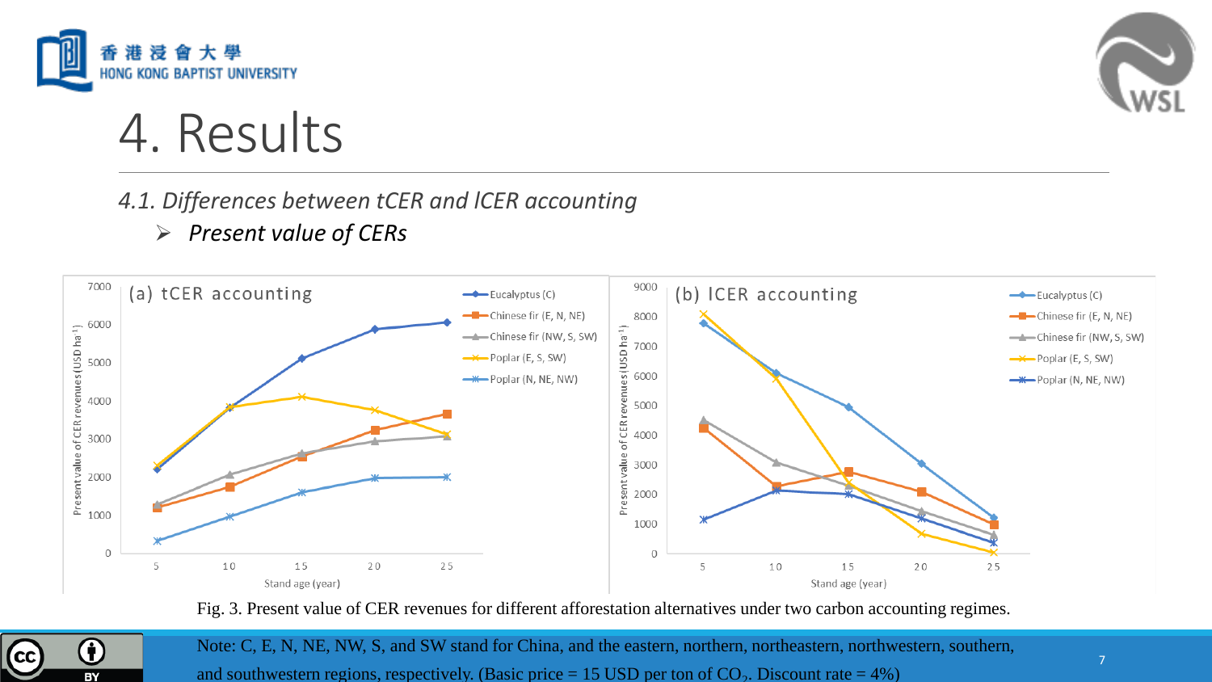# 4. Results

### *4.1. Differences between tCER and lCER accounting*

- ***Present value of CERs***

Fig. 3. Present value of CER revenues for different afforestation alternatives under two carbon accounting regimes.

Note: C, E, N, NE, NW, S, and SW stand for China, and the eastern, northern, northeastern, northwestern, southern, and southwestern regions, respectively. (Basic price = 15 USD per ton of $CO_2$. Discount rate = 4%)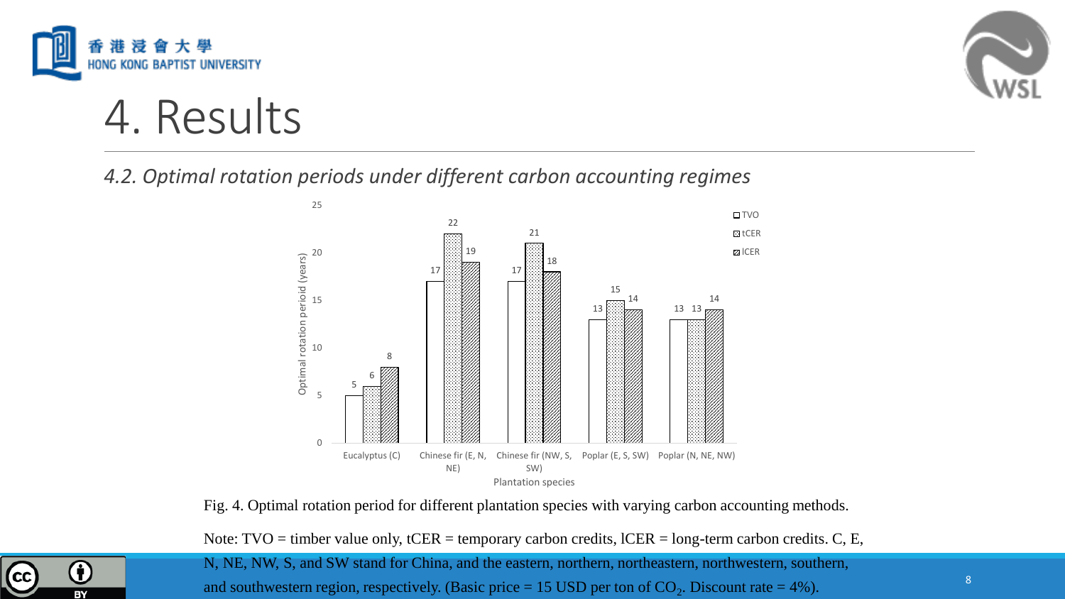# 4. Results

*4.2. Optimal rotation periods under different carbon accounting regimes*

| Plantation species | TVO | tCER | lCER |
|---|---|---|---|
| Eucalyptus (C) | 5 | 6 | 8 |
| Chinese fir (E, N, NE) | 17 | 22 | 19 |
| Chinese fir (NW, S, SW) | 17 | 21 | 18 |
| Poplar (E, S, SW) | 13 | 15 | 14 |
| Poplar (N, NE, NW) | 13 | 13 | 14 |

Fig. 4. Optimal rotation period for different plantation species with varying carbon accounting methods.

Note: TVO = timber value only, tCER = temporary carbon credits, lCER = long-term carbon credits. C, E, N, NE, NW, S, and SW stand for China, and the eastern, northern, northeastern, northwestern, southern, and southwestern region, respectively. (Basic price = 15 USD per ton of $CO_2$. Discount rate = 4%).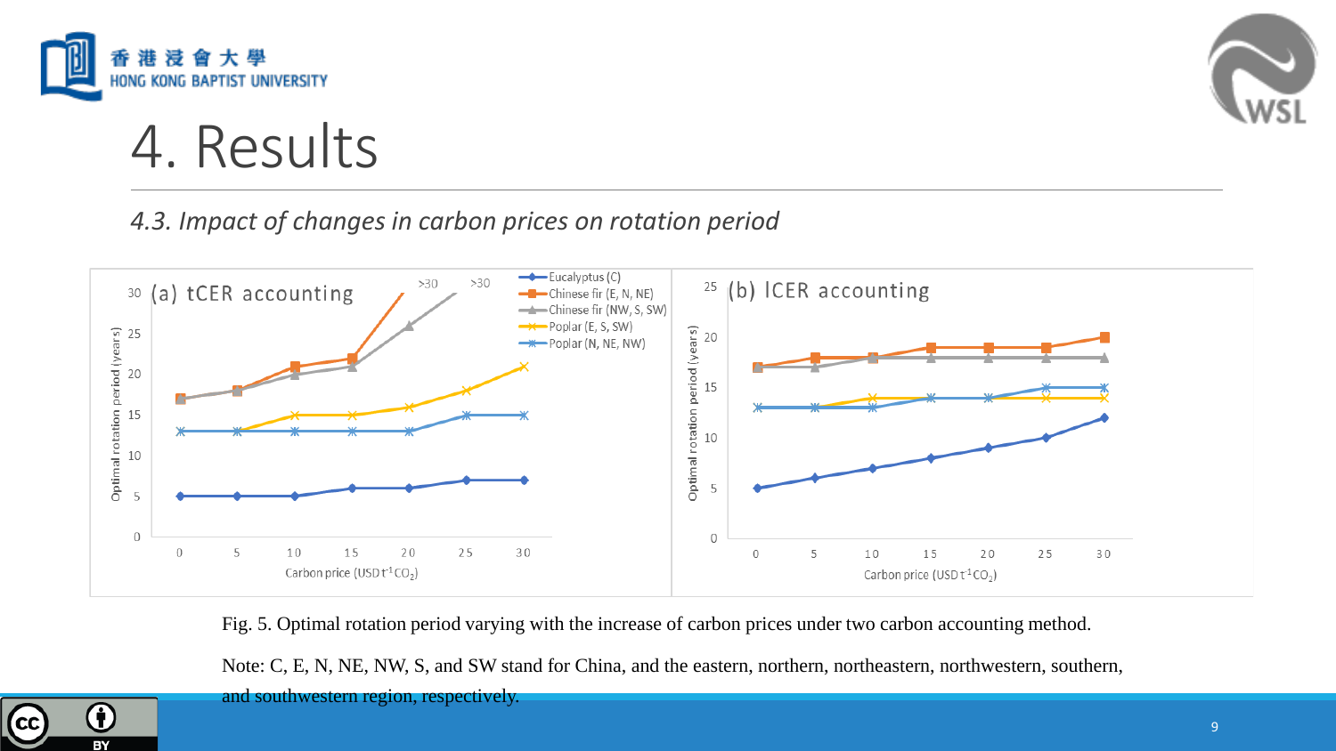# 4. Results

*4.3. Impact of changes in carbon prices on rotation period*

Fig. 5. Optimal rotation period varying with the increase of carbon prices under two carbon accounting method.

Note: C, E, N, NE, NW, S, and SW stand for China, and the eastern, northern, northeastern, northwestern, southern, and southwestern region, respectively.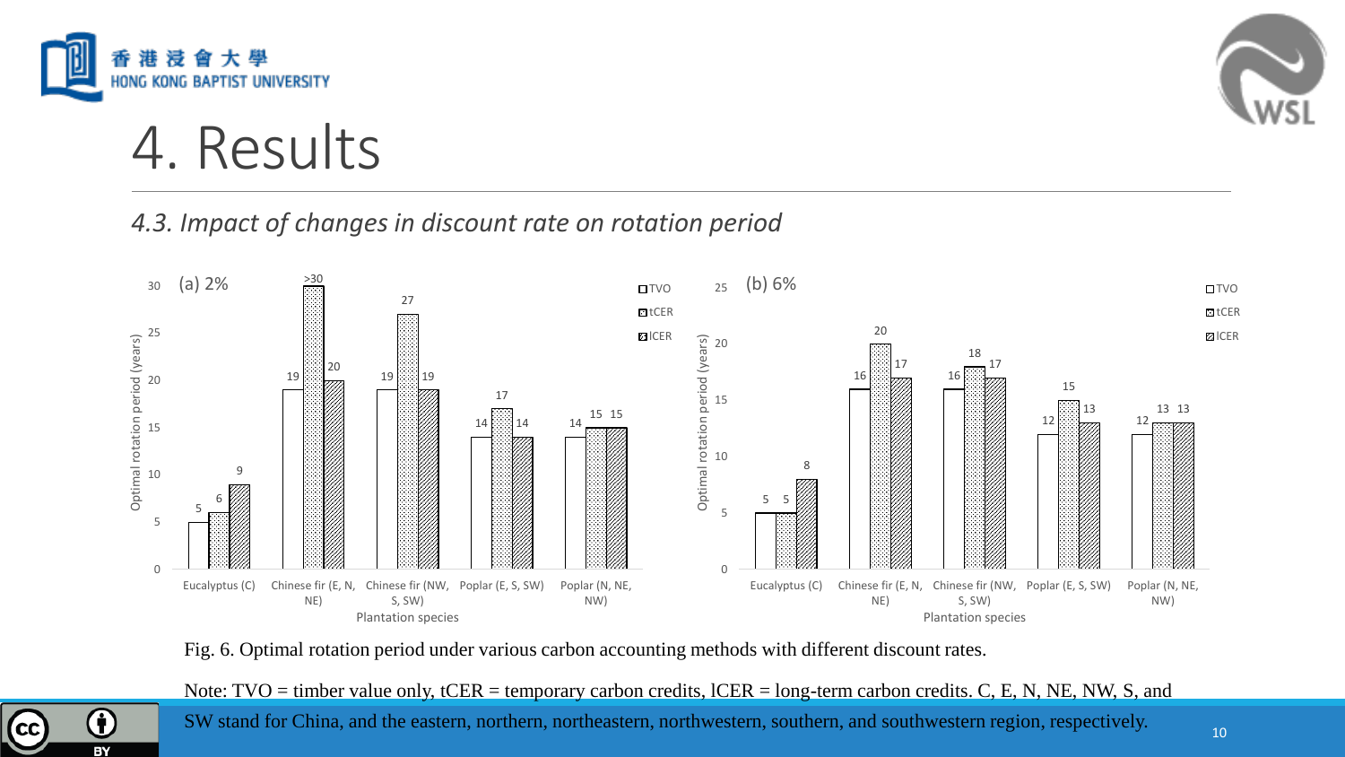# 4. Results

*4.3. Impact of changes in discount rate on rotation period*

**(a) 2%**

| Plantation species | TVO | tCER | lCER |
|---|---|---|---|
| Eucalyptus (C) | 5 | 6 | 9 |
| Chinese fir (E, N, NE) | 19 | >30 | 20 |
| Chinese fir (NW, S, SW) | 19 | 27 | 19 |
| Poplar (E, S, SW) | 14 | 17 | 14 |
| Poplar (N, NE, NW) | 14 | 15 | 15 |

**(b) 6%**

| Plantation species | TVO | tCER | lCER |
|---|---|---|---|
| Eucalyptus (C) | 5 | 5 | 8 |
| Chinese fir (E, N, NE) | 16 | 20 | 17 |
| Chinese fir (NW, S, SW) | 16 | 18 | 17 |
| Poplar (E, S, SW) | 12 | 15 | 13 |
| Poplar (N, NE, NW) | 12 | 13 | 13 |

Fig. 6. Optimal rotation period under various carbon accounting methods with different discount rates.

Note: TVO = timber value only, tCER = temporary carbon credits, lCER = long-term carbon credits. C, E, N, NE, NW, S, and SW stand for China, and the eastern, northern, northeastern, northwestern, southern, and southwestern region, respectively.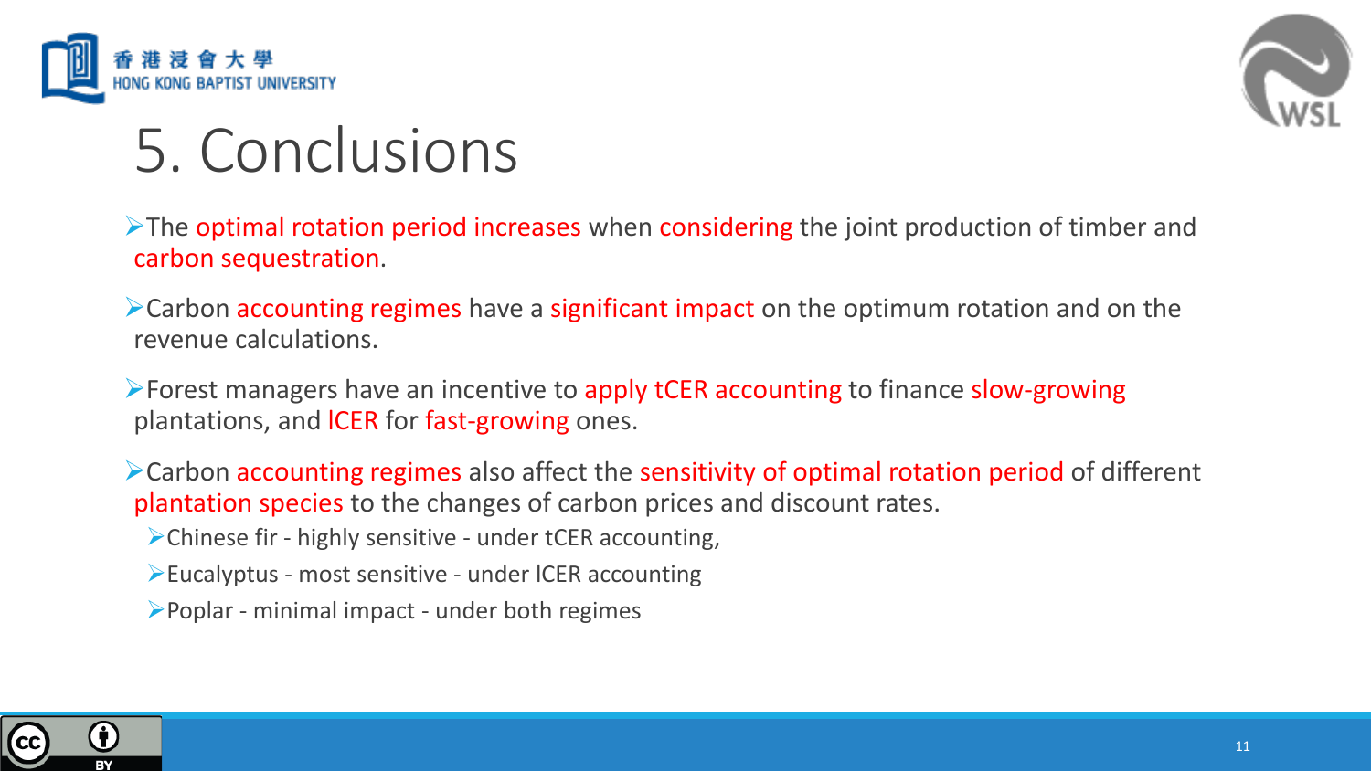# 5. Conclusions

- The optimal rotation period increases when considering the joint production of timber and carbon sequestration.
- Carbon accounting regimes have a significant impact on the optimum rotation and on the revenue calculations.
- Forest managers have an incentive to apply tCER accounting to finance slow-growing plantations, and lCER for fast-growing ones.
- Carbon accounting regimes also affect the sensitivity of optimal rotation period of different plantation species to the changes of carbon prices and discount rates.
  - Chinese fir - highly sensitive - under tCER accounting,
  - Eucalyptus - most sensitive - under lCER accounting
  - Poplar - minimal impact - under both regimes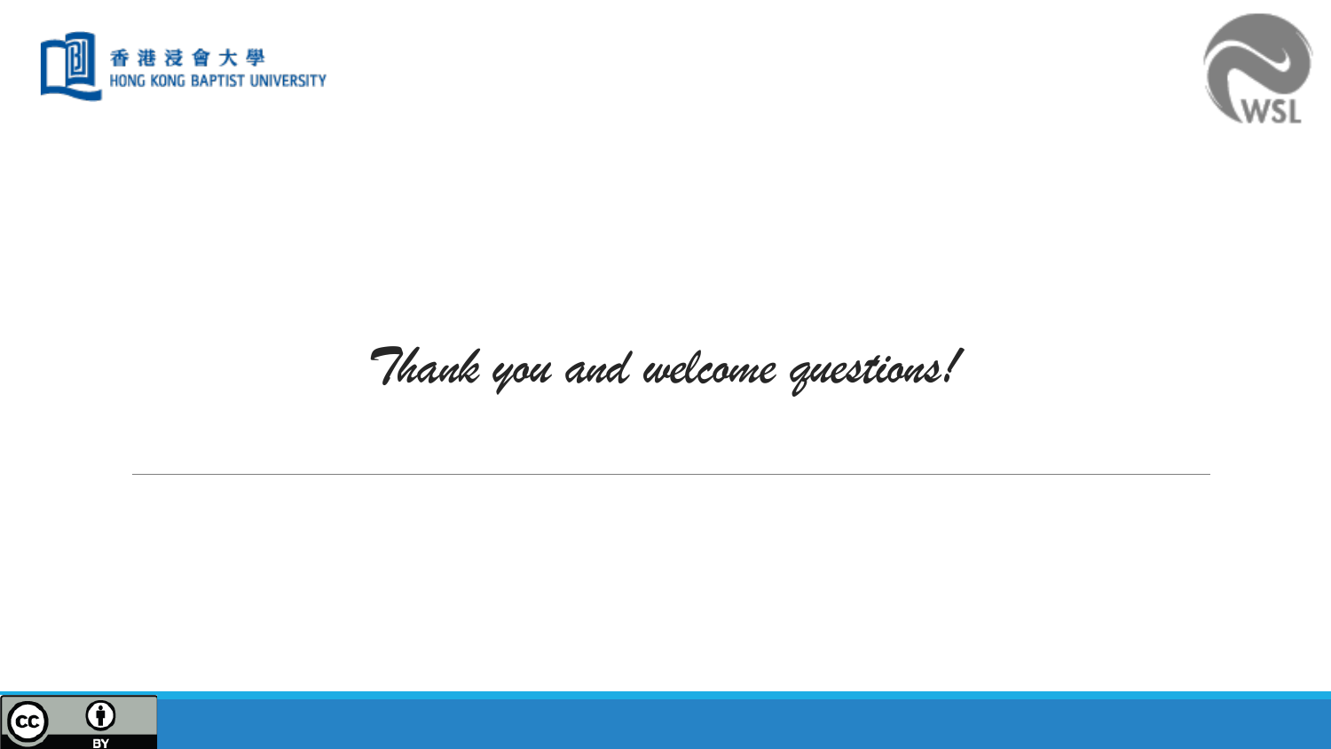*Thank you and welcome questions!*